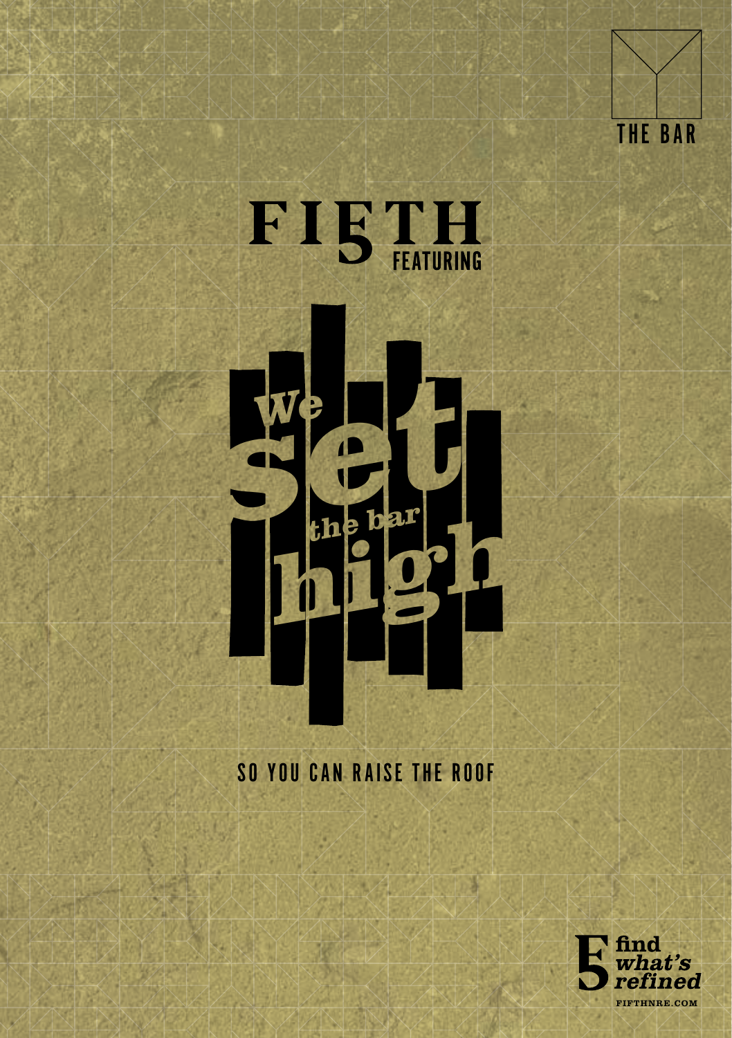THE BAR

# FIFTH

FEATURING

# We set the bar high

SO YOU CAN RAISE THE ROOF

find what's refined

FIFTHNRE.COM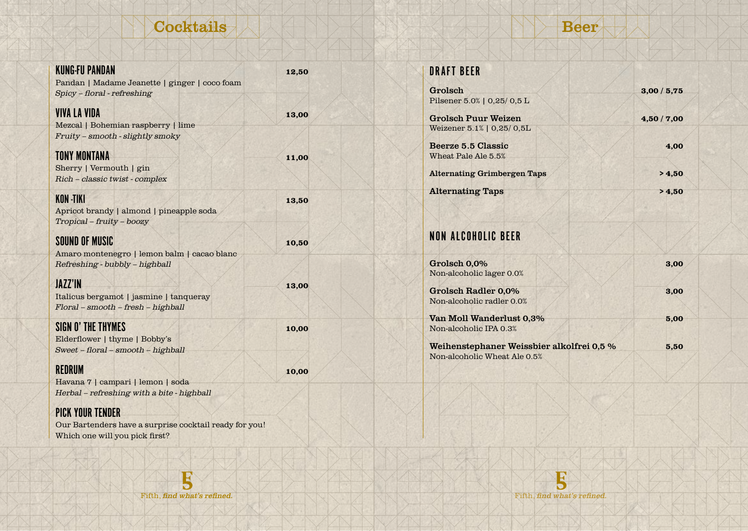# Cocktails

### KUNG-FU PANDAN
**12,50**

Pandan | Madame Jeanette | ginger | coco foam
*Spicy – floral - refreshing*

### VIVA LA VIDA
**13,00**

Mezcal | Bohemian raspberry | lime
*Fruity – smooth - slightly smoky*

### TONY MONTANA
**11,00**

Sherry | Vermouth | gin
*Rich – classic twist - complex*

### KON -TIKI
**13,50**

Apricot brandy | almond | pineapple soda
*Tropical – fruity – boozy*

### SOUND OF MUSIC
**10,50**

Amaro montenegro | lemon balm | cacao blanc
*Refreshing - bubbly – highball*

### JAZZ'IN
**13,00**

Italicus bergamot | jasmine | tanqueray
*Floral – smooth – fresh – highball*

### SIGN O' THE THYMES
**10,00**

Elderflower | thyme | Bobby's
*Sweet – floral – smooth – highball*

### REDRUM
**10,00**

Havana 7 | campari | lemon | soda
*Herbal – refreshing with a bite - highball*

### PICK YOUR TENDER

Our Bartenders have a surprise cocktail ready for you!
Which one will you pick first?

Fifth, *find what's refined.*

# Beer

## DRAFT BEER

| Beer | Price |
|---|---|
| **Grolsch**<br>Pilsener 5.0% \| 0,25/ 0,5 L | **3,00 / 5,75** |
| **Grolsch Puur Weizen**<br>Weizener 5.1% \| 0,25/ 0,5L | **4,50 / 7,00** |
| **Beerze 5.5 Classic**<br>Wheat Pale Ale 5.5% | **4,00** |
| **Alternating Grimbergen Taps** | **> 4,50** |
| **Alternating Taps** | **> 4,50** |

## NON ALCOHOLIC BEER

| Beer | Price |
|---|---|
| **Grolsch 0,0%**<br>Non-alcoholic lager 0.0% | **3,00** |
| **Grolsch Radler 0,0%**<br>Non-alcoholic radler 0.0% | **3,00** |
| **Van Moll Wanderlust 0,3%**<br>Non-alcoholic IPA 0.3% | **5,00** |
| **Weihenstephaner Weissbier alkolfrei 0,5 %**<br>Non-alcoholic Wheat Ale 0.5% | **5,50** |

Fifth, *find what's refined.*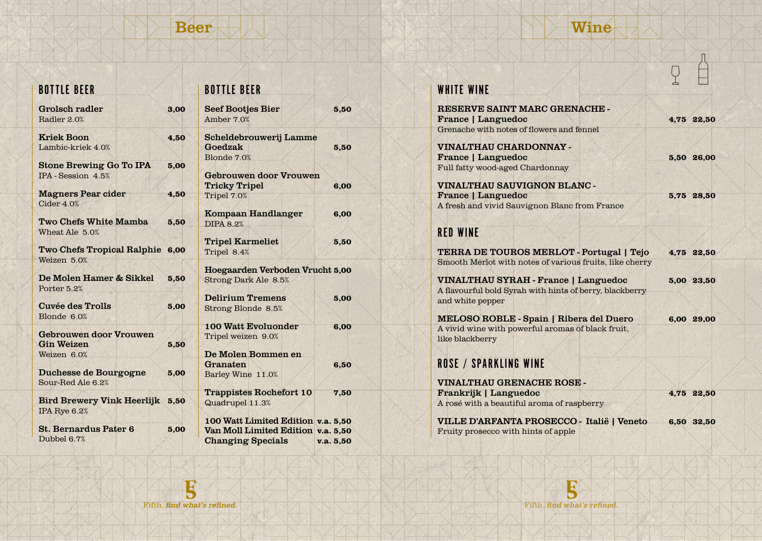# Beer

## BOTTLE BEER

**Grolsch radler** — 3,00
Radler 2.0%

**Kriek Boon** — 4,50
Lambic-kriek 4.0%

**Stone Brewing Go To IPA** — 5,00
IPA - Session 4.5%

**Magners Pear cider** — 4,50
Cider 4.0%

**Two Chefs White Mamba** — 5,50
Wheat Ale 5.0%

**Two Chefs Tropical Ralphie** — 6,00
Weizen 5.0%

**De Molen Hamer & Sikkel** — 5,50
Porter 5.2%

**Cuvée des Trolls** — 5,00
Blonde 6.0%

**Gebrouwen door Vrouwen Gin Weizen** — 5,50
Weizen 6.0%

**Duchesse de Bourgogne** — 5,00
Sour-Red Ale 6.2%

**Bird Brewery Vink Heerlijk** — 5,50
IPA Rye 6.2%

**St. Bernardus Pater 6** — 5,00
Dubbel 6.7%

## BOTTLE BEER

**Seef Bootjes Bier** — 5,50
Amber 7.0%

**Scheldebrouwerij Lamme Goedzak** — 5,50
Blonde 7.0%

**Gebrouwen door Vrouwen Tricky Tripel** — 6,00
Tripel 7.0%

**Kompaan Handlanger** — 6,00
DIPA 8.2%

**Tripel Karmeliet** — 5,50
Tripel 8.4%

**Hoegaarden Verboden Vrucht** — 5,00
Strong Dark Ale 8.5%

**Delirium Tremens** — 5,00
Strong Blonde 8.5%

**100 Watt Evoluonder** — 6,00
Tripel weizen 9.0%

**De Molen Bommen en Granaten** — 6,50
Barley Wine 11.0%

**Trappistes Rochefort 10** — 7,50
Quadrupel 11.3%

**100 Watt Limited Edition** — v.a. 5,50
**Van Moll Limited Edition** — v.a. 5,50
**Changing Specials** — v.a. 5,50

# Wine

## WHITE WINE

| Wine | Glass | Bottle |
|---|---|---|
| **RESERVE SAINT MARC GRENACHE - France \| Languedoc**<br>Grenache with notes of flowers and fennel | 4,75 | 22,50 |
| **VINALTHAU CHARDONNAY - France \| Languedoc**<br>Full fatty wood-aged Chardonnay | 5,50 | 26,00 |
| **VINALTHAU SAUVIGNON BLANC - France \| Languedoc**<br>A fresh and vivid Sauvignon Blanc from France | 5,75 | 28,50 |

## RED WINE

| Wine | Glass | Bottle |
|---|---|---|
| **TERRA DE TOUROS MERLOT - Portugal \| Tejo**<br>Smooth Merlot with notes of various fruits, like cherry | 4,75 | 22,50 |
| **VINALTHAU SYRAH - France \| Languedoc**<br>A flavourful bold Syrah with hints of berry, blackberry and white pepper | 5,00 | 23,50 |
| **MELOSO ROBLE - Spain \| Ribera del Duero**<br>A vivid wine with powerful aromas of black fruit, like blackberry | 6,00 | 29,00 |

## ROSE / SPARKLING WINE

| Wine | Glass | Bottle |
|---|---|---|
| **VINALTHAU GRENACHE ROSE - Frankrijk \| Languedoc**<br>A rosé with a beautiful aroma of raspberry | 4,75 | 22,50 |
| **VILLE D'ARFANTA PROSECCO - Italië \| Veneto**<br>Fruity prosecco with hints of apple | 6,50 | 32,50 |

Fifth, *find what's refined.*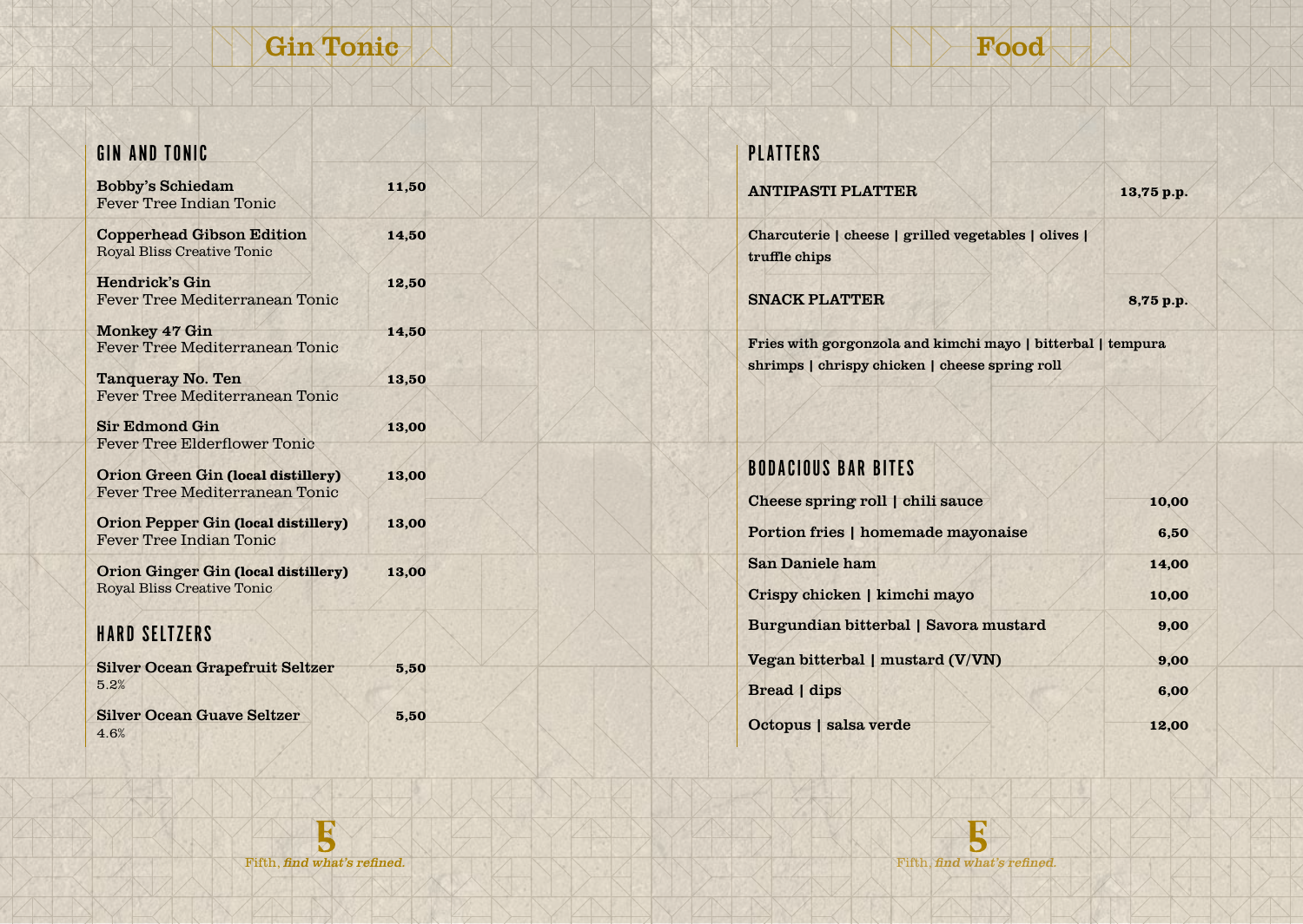# Gin Tonic

## GIN AND TONIC

**Bobby's Schiedam** — 11,50
Fever Tree Indian Tonic

**Copperhead Gibson Edition** — 14,50
Royal Bliss Creative Tonic

**Hendrick's Gin** — 12,50
Fever Tree Mediterranean Tonic

**Monkey 47 Gin** — 14,50
Fever Tree Mediterranean Tonic

**Tanqueray No. Ten** — 13,50
Fever Tree Mediterranean Tonic

**Sir Edmond Gin** — 13,00
Fever Tree Elderflower Tonic

**Orion Green Gin (local distillery)** — 13,00
Fever Tree Mediterranean Tonic

**Orion Pepper Gin (local distillery)** — 13,00
Fever Tree Indian Tonic

**Orion Ginger Gin (local distillery)** — 13,00
Royal Bliss Creative Tonic

## HARD SELTZERS

**Silver Ocean Grapefruit Seltzer** — 5,50
5.2%

**Silver Ocean Guave Seltzer** — 5,50
4.6%

Fifth, *find what's refined.*

# Food

## PLATTERS

**ANTIPASTI PLATTER** — 13,75 p.p.

Charcuterie | cheese | grilled vegetables | olives | truffle chips

**SNACK PLATTER** — 8,75 p.p.

Fries with gorgonzola and kimchi mayo | bitterbal | tempura shrimps | chrispy chicken | cheese spring roll

## BODACIOUS BAR BITES

| Item | Price |
|---|---|
| Cheese spring roll \| chili sauce | 10,00 |
| Portion fries \| homemade mayonaise | 6,50 |
| San Daniele ham | 14,00 |
| Crispy chicken \| kimchi mayo | 10,00 |
| Burgundian bitterbal \| Savora mustard | 9,00 |
| Vegan bitterbal \| mustard (V/VN) | 9,00 |
| Bread \| dips | 6,00 |
| Octopus \| salsa verde | 12,00 |

Fifth, *find what's refined.*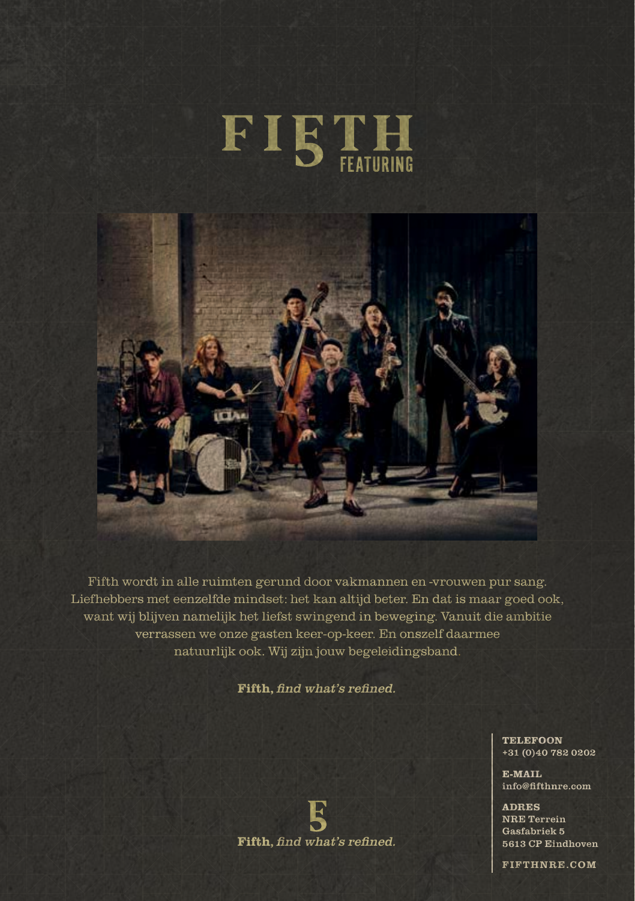# FIFTH FEATURING

Fifth wordt in alle ruimten gerund door vakmannen en -vrouwen pur sang. Liefhebbers met eenzelfde mindset: het kan altijd beter. En dat is maar goed ook, want wij blijven namelijk het liefst swingend in beweging. Vanuit die ambitie verrassen we onze gasten keer-op-keer. En onszelf daarmee natuurlijk ook. Wij zijn jouw begeleidingsband.

**Fifth,** ***find what's refined.***

**Fifth,** ***find what's refined.***

**TELEFOON**
+31 (0)40 782 0202

**E-MAIL**
info@fifthnre.com

**ADRES**
NRE Terrein
Gasfabriek 5
5613 CP Eindhoven

**FIFTHNRE.COM**